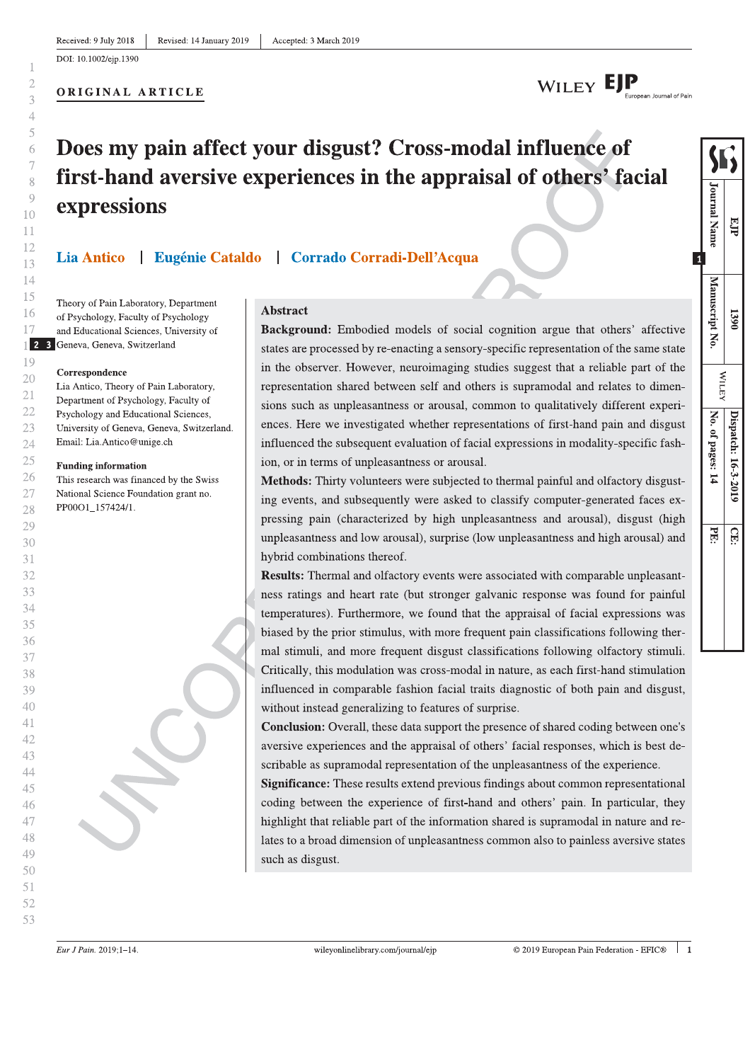Received: 9 July 2018 | Revised: 14 January 2019 | Accepted: 3 March 2019

DOI: 10.1002/ejp.1390

ORIGINAL ARTICLE

# Does my pain affect your disgust? Cross-modal influence of first-hand aversive experiences in the appraisal of others' facial expressions

**Lia Antico** | **Eugénie Cataldo** | **Corrado Corradi-Dell'Acqua**

Theory of Pain Laboratory, Department of Psychology, Faculty of Psychology and Educational Sciences, University of Geneva, Geneva, Switzerland

**Correspondence**
Lia Antico, Theory of Pain Laboratory, Department of Psychology, Faculty of Psychology and Educational Sciences, University of Geneva, Geneva, Switzerland.
Email: Lia.Antico@unige.ch

**Funding information**
This research was financed by the Swiss National Science Foundation grant no. PP00O1_157424/1.

## Abstract

**Background:** Embodied models of social cognition argue that others' affective states are processed by re-enacting a sensory-specific representation of the same state in the observer. However, neuroimaging studies suggest that a reliable part of the representation shared between self and others is supramodal and relates to dimensions such as unpleasantness or arousal, common to qualitatively different experiences. Here we investigated whether representations of first-hand pain and disgust influenced the subsequent evaluation of facial expressions in modality-specific fashion, or in terms of unpleasantness or arousal.

**Methods:** Thirty volunteers were subjected to thermal painful and olfactory disgusting events, and subsequently were asked to classify computer-generated faces expressing pain (characterized by high unpleasantness and arousal), disgust (high unpleasantness and low arousal), surprise (low unpleasantness and high arousal) and hybrid combinations thereof.

**Results:** Thermal and olfactory events were associated with comparable unpleasantness ratings and heart rate (but stronger galvanic response was found for painful temperatures). Furthermore, we found that the appraisal of facial expressions was biased by the prior stimulus, with more frequent pain classifications following thermal stimuli, and more frequent disgust classifications following olfactory stimuli. Critically, this modulation was cross-modal in nature, as each first-hand stimulation influenced in comparable fashion facial traits diagnostic of both pain and disgust, without instead generalizing to features of surprise.

**Conclusion:** Overall, these data support the presence of shared coding between one's aversive experiences and the appraisal of others' facial responses, which is best describable as supramodal representation of the unpleasantness of the experience.

**Significance:** These results extend previous findings about common representational coding between the experience of first-hand and others' pain. In particular, they highlight that reliable part of the information shared is supramodal in nature and relates to a broad dimension of unpleasantness common also to painless aversive states such as disgust.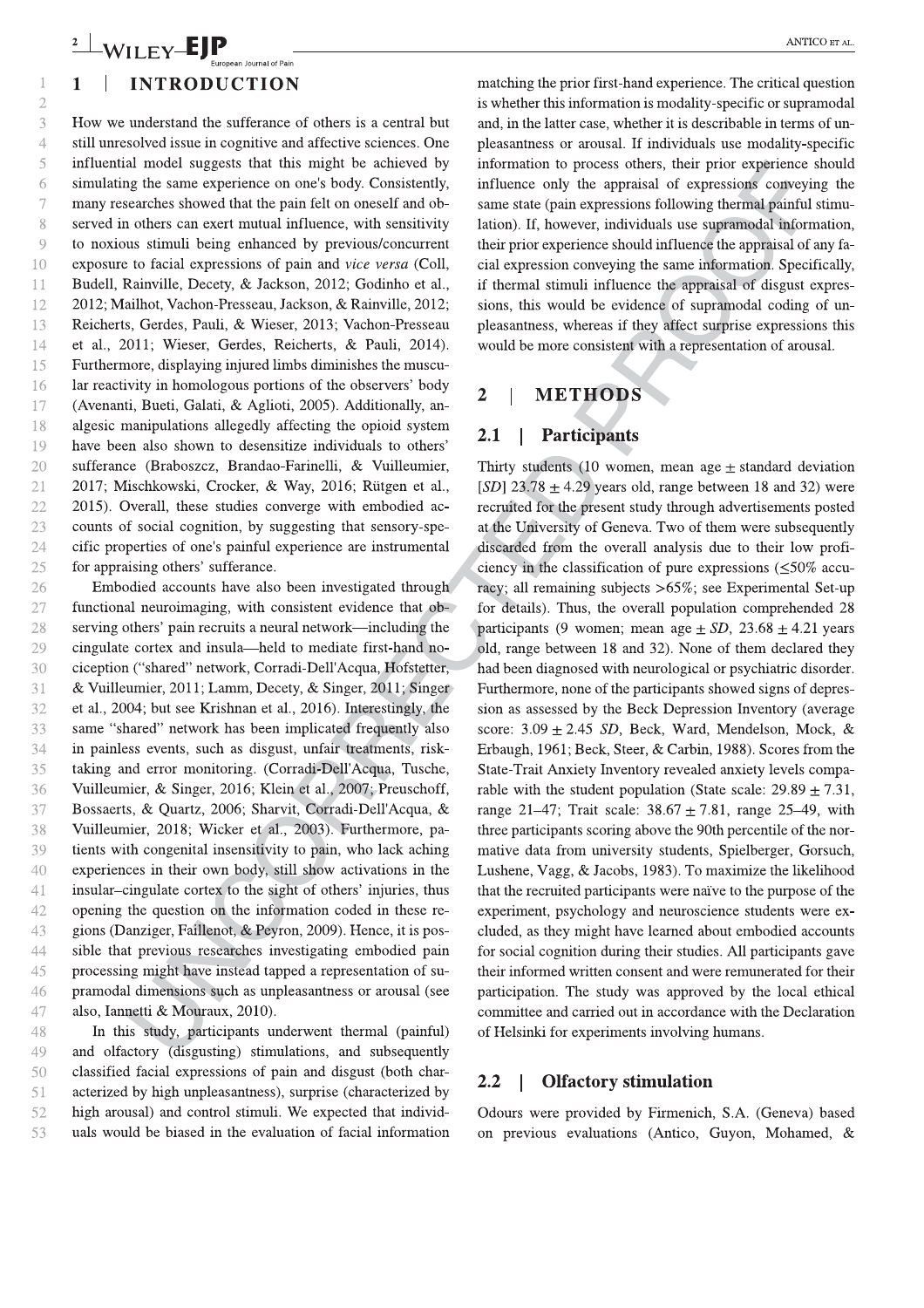## 1 | INTRODUCTION

How we understand the sufferance of others is a central but still unresolved issue in cognitive and affective sciences. One influential model suggests that this might be achieved by simulating the same experience on one's body. Consistently, many researches showed that the pain felt on oneself and observed in others can exert mutual influence, with sensitivity to noxious stimuli being enhanced by previous/concurrent exposure to facial expressions of pain and *vice versa* (Coll, Budell, Rainville, Decety, & Jackson, 2012; Godinho et al., 2012; Mailhot, Vachon-Presseau, Jackson, & Rainville, 2012; Reicherts, Gerdes, Pauli, & Wieser, 2013; Vachon-Presseau et al., 2011; Wieser, Gerdes, Reicherts, & Pauli, 2014). Furthermore, displaying injured limbs diminishes the muscular reactivity in homologous portions of the observers' body (Avenanti, Bueti, Galati, & Aglioti, 2005). Additionally, analgesic manipulations allegedly affecting the opioid system have been also shown to desensitize individuals to others' sufferance (Braboszcz, Brandao-Farinelli, & Vuilleumier, 2017; Mischkowski, Crocker, & Way, 2016; Rütgen et al., 2015). Overall, these studies converge with embodied accounts of social cognition, by suggesting that sensory-specific properties of one's painful experience are instrumental for appraising others' sufferance.

Embodied accounts have also been investigated through functional neuroimaging, with consistent evidence that observing others' pain recruits a neural network—including the cingulate cortex and insula—held to mediate first-hand nociception ("shared" network, Corradi-Dell'Acqua, Hofstetter, & Vuilleumier, 2011; Lamm, Decety, & Singer, 2011; Singer et al., 2004; but see Krishnan et al., 2016). Interestingly, the same "shared" network has been implicated frequently also in painless events, such as disgust, unfair treatments, risk-taking and error monitoring. (Corradi-Dell'Acqua, Tusche, Vuilleumier, & Singer, 2016; Klein et al., 2007; Preuschoff, Bossaerts, & Quartz, 2006; Sharvit, Corradi-Dell'Acqua, & Vuilleumier, 2018; Wicker et al., 2003). Furthermore, patients with congenital insensitivity to pain, who lack aching experiences in their own body, still show activations in the insular–cingulate cortex to the sight of others' injuries, thus opening the question on the information coded in these regions (Danziger, Faillenot, & Peyron, 2009). Hence, it is possible that previous researches investigating embodied pain processing might have instead tapped a representation of supramodal dimensions such as unpleasantness or arousal (see also, Iannetti & Mouraux, 2010).

In this study, participants underwent thermal (painful) and olfactory (disgusting) stimulations, and subsequently classified facial expressions of pain and disgust (both characterized by high unpleasantness), surprise (characterized by high arousal) and control stimuli. We expected that individuals would be biased in the evaluation of facial information matching the prior first-hand experience. The critical question is whether this information is modality-specific or supramodal and, in the latter case, whether it is describable in terms of unpleasantness or arousal. If individuals use modality-specific information to process others, their prior experience should influence only the appraisal of expressions conveying the same state (pain expressions following thermal painful stimulation). If, however, individuals use supramodal information, their prior experience should influence the appraisal of any facial expression conveying the same information. Specifically, if thermal stimuli influence the appraisal of disgust expressions, this would be evidence of supramodal coding of unpleasantness, whereas if they affect surprise expressions this would be more consistent with a representation of arousal.

## 2 | METHODS

### 2.1 | Participants

Thirty students (10 women, mean age ± standard deviation [*SD*] 23.78 ± 4.29 years old, range between 18 and 32) were recruited for the present study through advertisements posted at the University of Geneva. Two of them were subsequently discarded from the overall analysis due to their low proficiency in the classification of pure expressions (≤50% accuracy; all remaining subjects >65%; see Experimental Set-up for details). Thus, the overall population comprehended 28 participants (9 women; mean age ± *SD*, 23.68 ± 4.21 years old, range between 18 and 32). None of them declared they had been diagnosed with neurological or psychiatric disorder. Furthermore, none of the participants showed signs of depression as assessed by the Beck Depression Inventory (average score: 3.09 ± 2.45 *SD*, Beck, Ward, Mendelson, Mock, & Erbaugh, 1961; Beck, Steer, & Carbin, 1988). Scores from the State-Trait Anxiety Inventory revealed anxiety levels comparable with the student population (State scale: 29.89 ± 7.31, range 21–47; Trait scale: 38.67 ± 7.81, range 25–49, with three participants scoring above the 90th percentile of the normative data from university students, Spielberger, Gorsuch, Lushene, Vagg, & Jacobs, 1983). To maximize the likelihood that the recruited participants were naïve to the purpose of the experiment, psychology and neuroscience students were excluded, as they might have learned about embodied accounts for social cognition during their studies. All participants gave their informed written consent and were remunerated for their participation. The study was approved by the local ethical committee and carried out in accordance with the Declaration of Helsinki for experiments involving humans.

### 2.2 | Olfactory stimulation

Odours were provided by Firmenich, S.A. (Geneva) based on previous evaluations (Antico, Guyon, Mohamed, &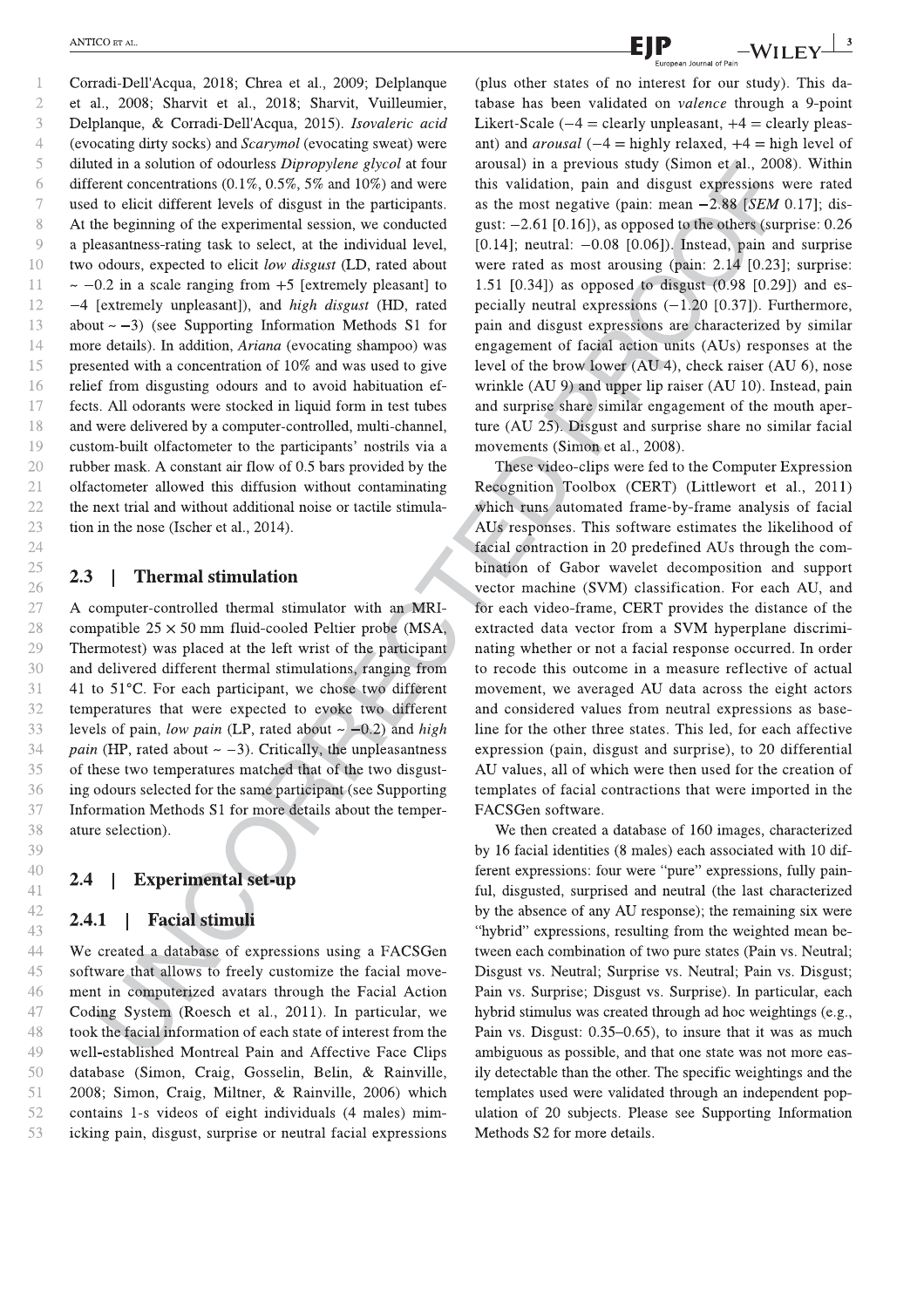Corradi-Dell'Acqua, 2018; Chrea et al., 2009; Delplanque et al., 2008; Sharvit et al., 2018; Sharvit, Vuilleumier, Delplanque, & Corradi-Dell'Acqua, 2015). *Isovaleric acid* (evocating dirty socks) and *Scarymol* (evocating sweat) were diluted in a solution of odourless *Dipropylene glycol* at four different concentrations (0.1%, 0.5%, 5% and 10%) and were used to elicit different levels of disgust in the participants. At the beginning of the experimental session, we conducted a pleasantness-rating task to select, at the individual level, two odours, expected to elicit *low disgust* (LD, rated about ~ −0.2 in a scale ranging from +5 [extremely pleasant] to −4 [extremely unpleasant]), and *high disgust* (HD, rated about ~ −3) (see Supporting Information Methods S1 for more details). In addition, *Ariana* (evocating shampoo) was presented with a concentration of 10% and was used to give relief from disgusting odours and to avoid habituation effects. All odorants were stocked in liquid form in test tubes and were delivered by a computer-controlled, multi-channel, custom-built olfactometer to the participants' nostrils via a rubber mask. A constant air flow of 0.5 bars provided by the olfactometer allowed this diffusion without contaminating the next trial and without additional noise or tactile stimulation in the nose (Ischer et al., 2014).

## 2.3 | Thermal stimulation

A computer-controlled thermal stimulator with an MRI-compatible 25 × 50 mm fluid-cooled Peltier probe (MSA, Thermotest) was placed at the left wrist of the participant and delivered different thermal stimulations, ranging from 41 to 51°C. For each participant, we chose two different temperatures that were expected to evoke two different levels of pain, *low pain* (LP, rated about ~ −0.2) and *high pain* (HP, rated about ~ −3). Critically, the unpleasantness of these two temperatures matched that of the two disgusting odours selected for the same participant (see Supporting Information Methods S1 for more details about the temperature selection).

## 2.4 | Experimental set-up

### 2.4.1 | Facial stimuli

We created a database of expressions using a FACSGen software that allows to freely customize the facial movement in computerized avatars through the Facial Action Coding System (Roesch et al., 2011). In particular, we took the facial information of each state of interest from the well-established Montreal Pain and Affective Face Clips database (Simon, Craig, Gosselin, Belin, & Rainville, 2008; Simon, Craig, Miltner, & Rainville, 2006) which contains 1-s videos of eight individuals (4 males) mimicking pain, disgust, surprise or neutral facial expressions (plus other states of no interest for our study). This database has been validated on *valence* through a 9-point Likert-Scale (−4 = clearly unpleasant, +4 = clearly pleasant) and *arousal* (−4 = highly relaxed, +4 = high level of arousal) in a previous study (Simon et al., 2008). Within this validation, pain and disgust expressions were rated as the most negative (pain: mean −2.88 [*SEM* 0.17]; disgust: −2.61 [0.16]), as opposed to the others (surprise: 0.26 [0.14]; neutral: −0.08 [0.06]). Instead, pain and surprise were rated as most arousing (pain: 2.14 [0.23]; surprise: 1.51 [0.34]) as opposed to disgust (0.98 [0.29]) and especially neutral expressions (−1.20 [0.37]). Furthermore, pain and disgust expressions are characterized by similar engagement of facial action units (AUs) responses at the level of the brow lower (AU 4), check raiser (AU 6), nose wrinkle (AU 9) and upper lip raiser (AU 10). Instead, pain and surprise share similar engagement of the mouth aperture (AU 25). Disgust and surprise share no similar facial movements (Simon et al., 2008).

These video-clips were fed to the Computer Expression Recognition Toolbox (CERT) (Littlewort et al., 2011) which runs automated frame-by-frame analysis of facial AUs responses. This software estimates the likelihood of facial contraction in 20 predefined AUs through the combination of Gabor wavelet decomposition and support vector machine (SVM) classification. For each AU, and for each video-frame, CERT provides the distance of the extracted data vector from a SVM hyperplane discriminating whether or not a facial response occurred. In order to recode this outcome in a measure reflective of actual movement, we averaged AU data across the eight actors and considered values from neutral expressions as baseline for the other three states. This led, for each affective expression (pain, disgust and surprise), to 20 differential AU values, all of which were then used for the creation of templates of facial contractions that were imported in the FACSGen software.

We then created a database of 160 images, characterized by 16 facial identities (8 males) each associated with 10 different expressions: four were "pure" expressions, fully painful, disgusted, surprised and neutral (the last characterized by the absence of any AU response); the remaining six were "hybrid" expressions, resulting from the weighted mean between each combination of two pure states (Pain vs. Neutral; Disgust vs. Neutral; Surprise vs. Neutral; Pain vs. Disgust; Pain vs. Surprise; Disgust vs. Surprise). In particular, each hybrid stimulus was created through ad hoc weightings (e.g., Pain vs. Disgust: 0.35–0.65), to insure that it was as much ambiguous as possible, and that one state was not more easily detectable than the other. The specific weightings and the templates used were validated through an independent population of 20 subjects. Please see Supporting Information Methods S2 for more details.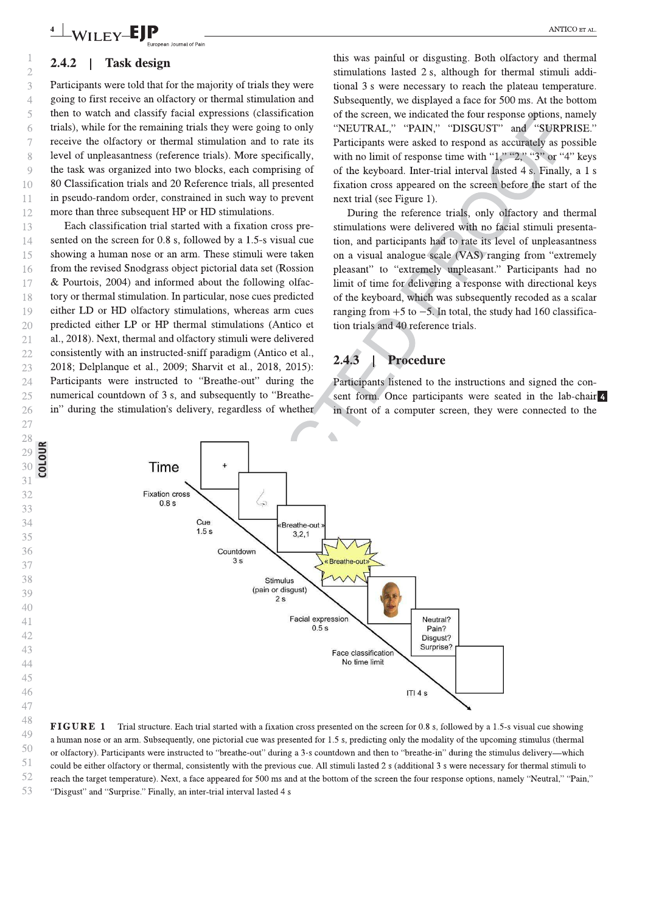### 2.4.2 | Task design

Participants were told that for the majority of trials they were going to first receive an olfactory or thermal stimulation and then to watch and classify facial expressions (classification trials), while for the remaining trials they were going to only receive the olfactory or thermal stimulation and to rate its level of unpleasantness (reference trials). More specifically, the task was organized into two blocks, each comprising of 80 Classification trials and 20 Reference trials, all presented in pseudo-random order, constrained in such way to prevent more than three subsequent HP or HD stimulations.

Each classification trial started with a fixation cross presented on the screen for 0.8 s, followed by a 1.5-s visual cue showing a human nose or an arm. These stimuli were taken from the revised Snodgrass object pictorial data set (Rossion & Pourtois, 2004) and informed about the following olfactory or thermal stimulation. In particular, nose cues predicted either LD or HD olfactory stimulations, whereas arm cues predicted either LP or HP thermal stimulations (Antico et al., 2018). Next, thermal and olfactory stimuli were delivered consistently with an instructed-sniff paradigm (Antico et al., 2018; Delplanque et al., 2009; Sharvit et al., 2018, 2015): Participants were instructed to "Breathe-out" during the numerical countdown of 3 s, and subsequently to "Breathe-in" during the stimulation's delivery, regardless of whether this was painful or disgusting. Both olfactory and thermal stimulations lasted 2 s, although for thermal stimuli additional 3 s were necessary to reach the plateau temperature. Subsequently, we displayed a face for 500 ms. At the bottom of the screen, we indicated the four response options, namely "NEUTRAL," "PAIN," "DISGUST" and "SURPRISE." Participants were asked to respond as accurately as possible with no limit of response time with "1," "2," "3" or "4" keys of the keyboard. Inter-trial interval lasted 4 s. Finally, a 1 s fixation cross appeared on the screen before the start of the next trial (see Figure 1).

During the reference trials, only olfactory and thermal stimulations were delivered with no facial stimuli presentation, and participants had to rate its level of unpleasantness on a visual analogue scale (VAS) ranging from "extremely pleasant" to "extremely unpleasant." Participants had no limit of time for delivering a response with directional keys of the keyboard, which was subsequently recoded as a scalar ranging from +5 to −5. In total, the study had 160 classification trials and 40 reference trials.

### 2.4.3 | Procedure

Participants listened to the instructions and signed the consent form. Once participants were seated in the lab-chair in front of a computer screen, they were connected to the

**FIGURE 1** Trial structure. Each trial started with a fixation cross presented on the screen for 0.8 s, followed by a 1.5-s visual cue showing a human nose or an arm. Subsequently, one pictorial cue was presented for 1.5 s, predicting only the modality of the upcoming stimulus (thermal or olfactory). Participants were instructed to "breathe-out" during a 3-s countdown and then to "breathe-in" during the stimulus delivery—which could be either olfactory or thermal, consistently with the previous cue. All stimuli lasted 2 s (additional 3 s were necessary for thermal stimuli to reach the target temperature). Next, a face appeared for 500 ms and at the bottom of the screen the four response options, namely "Neutral," "Pain," "Disgust" and "Surprise." Finally, an inter-trial interval lasted 4 s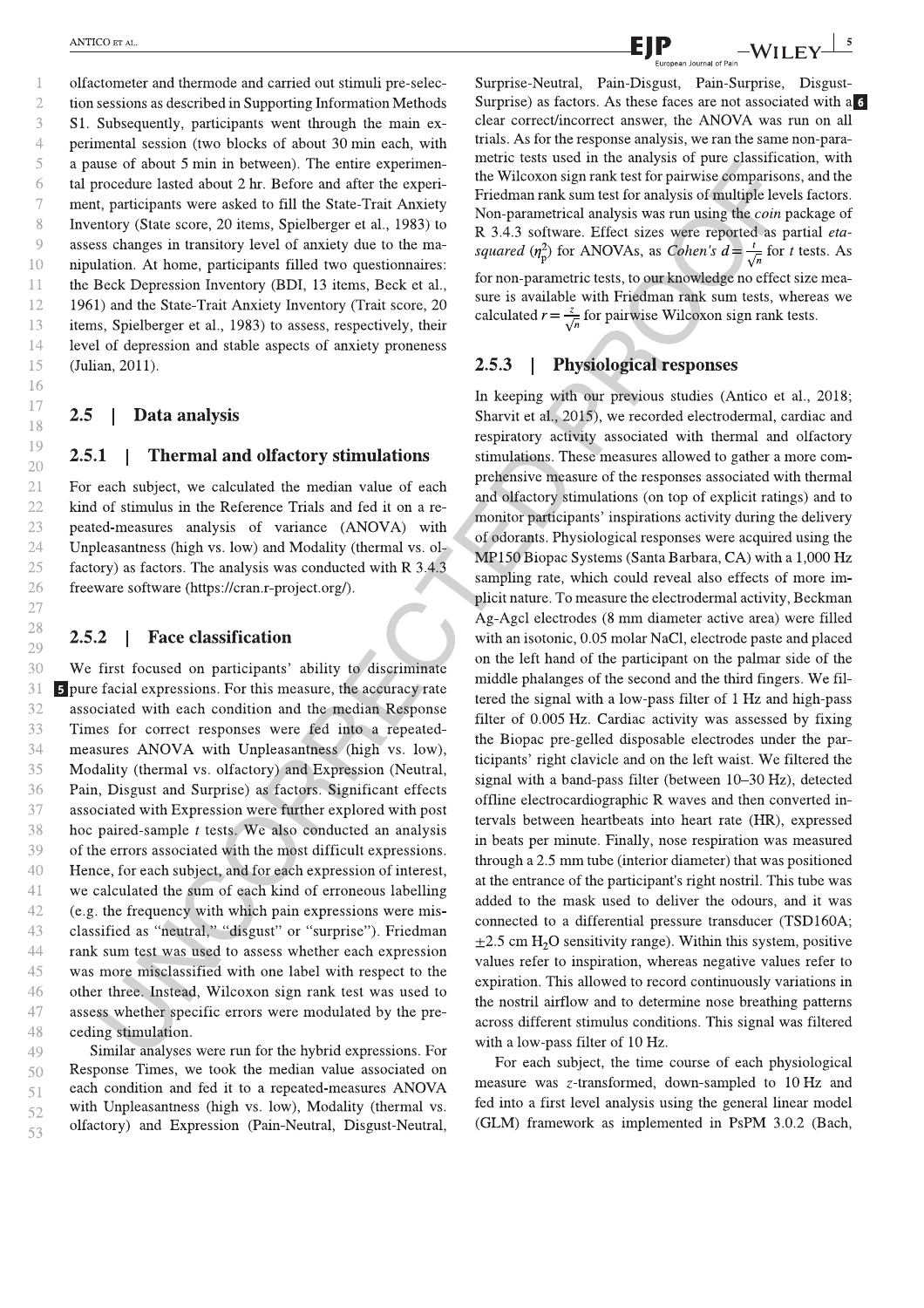olfactometer and thermode and carried out stimuli pre-selection sessions as described in Supporting Information Methods S1. Subsequently, participants went through the main experimental session (two blocks of about 30 min each, with a pause of about 5 min in between). The entire experimental procedure lasted about 2 hr. Before and after the experiment, participants were asked to fill the State-Trait Anxiety Inventory (State score, 20 items, Spielberger et al., 1983) to assess changes in transitory level of anxiety due to the manipulation. At home, participants filled two questionnaires: the Beck Depression Inventory (BDI, 13 items, Beck et al., 1961) and the State-Trait Anxiety Inventory (Trait score, 20 items, Spielberger et al., 1983) to assess, respectively, their level of depression and stable aspects of anxiety proneness (Julian, 2011).

## 2.5 | Data analysis

### 2.5.1 | Thermal and olfactory stimulations

For each subject, we calculated the median value of each kind of stimulus in the Reference Trials and fed it on a repeated-measures analysis of variance (ANOVA) with Unpleasantness (high vs. low) and Modality (thermal vs. olfactory) as factors. The analysis was conducted with R 3.4.3 freeware software (https://cran.r-project.org/).

### 2.5.2 | Face classification

We first focused on participants' ability to discriminate pure facial expressions. For this measure, the accuracy rate associated with each condition and the median Response Times for correct responses were fed into a repeated-measures ANOVA with Unpleasantness (high vs. low), Modality (thermal vs. olfactory) and Expression (Neutral, Pain, Disgust and Surprise) as factors. Significant effects associated with Expression were further explored with post hoc paired-sample *t* tests. We also conducted an analysis of the errors associated with the most difficult expressions. Hence, for each subject, and for each expression of interest, we calculated the sum of each kind of erroneous labelling (e.g. the frequency with which pain expressions were misclassified as "neutral," "disgust" or "surprise"). Friedman rank sum test was used to assess whether each expression was more misclassified with one label with respect to the other three. Instead, Wilcoxon sign rank test was used to assess whether specific errors were modulated by the preceding stimulation.

Similar analyses were run for the hybrid expressions. For Response Times, we took the median value associated on each condition and fed it to a repeated-measures ANOVA with Unpleasantness (high vs. low), Modality (thermal vs. olfactory) and Expression (Pain-Neutral, Disgust-Neutral, Surprise-Neutral, Pain-Disgust, Pain-Surprise, Disgust-Surprise) as factors. As these faces are not associated with a clear correct/incorrect answer, the ANOVA was run on all trials. As for the response analysis, we ran the same non-parametric tests used in the analysis of pure classification, with the Wilcoxon sign rank test for pairwise comparisons, and the Friedman rank sum test for analysis of multiple levels factors. Non-parametrical analysis was run using the *coin* package of R 3.4.3 software. Effect sizes were reported as partial *eta-squared* ($\eta^2_p$) for ANOVAs, as *Cohen's* $d = \frac{t}{\sqrt{n}}$ for *t* tests. As for non-parametric tests, to our knowledge no effect size measure is available with Friedman rank sum tests, whereas we calculated $r = \frac{z}{\sqrt{n}}$ for pairwise Wilcoxon sign rank tests.

### 2.5.3 | Physiological responses

In keeping with our previous studies (Antico et al., 2018; Sharvit et al., 2015), we recorded electrodermal, cardiac and respiratory activity associated with thermal and olfactory stimulations. These measures allowed to gather a more comprehensive measure of the responses associated with thermal and olfactory stimulations (on top of explicit ratings) and to monitor participants' inspirations activity during the delivery of odorants. Physiological responses were acquired using the MP150 Biopac Systems (Santa Barbara, CA) with a 1,000 Hz sampling rate, which could reveal also effects of more implicit nature. To measure the electrodermal activity, Beckman Ag-Agcl electrodes (8 mm diameter active area) were filled with an isotonic, 0.05 molar NaCl, electrode paste and placed on the left hand of the participant on the palmar side of the middle phalanges of the second and the third fingers. We filtered the signal with a low-pass filter of 1 Hz and high-pass filter of 0.005 Hz. Cardiac activity was assessed by fixing the Biopac pre-gelled disposable electrodes under the participants' right clavicle and on the left waist. We filtered the signal with a band-pass filter (between 10–30 Hz), detected offline electrocardiographic R waves and then converted intervals between heartbeats into heart rate (HR), expressed in beats per minute. Finally, nose respiration was measured through a 2.5 mm tube (interior diameter) that was positioned at the entrance of the participant's right nostril. This tube was added to the mask used to deliver the odours, and it was connected to a differential pressure transducer (TSD160A; $\pm$2.5 cm $H_2O$ sensitivity range). Within this system, positive values refer to inspiration, whereas negative values refer to expiration. This allowed to record continuously variations in the nostril airflow and to determine nose breathing patterns across different stimulus conditions. This signal was filtered with a low-pass filter of 10 Hz.

For each subject, the time course of each physiological measure was *z*-transformed, down-sampled to 10 Hz and fed into a first level analysis using the general linear model (GLM) framework as implemented in PsPM 3.0.2 (Bach,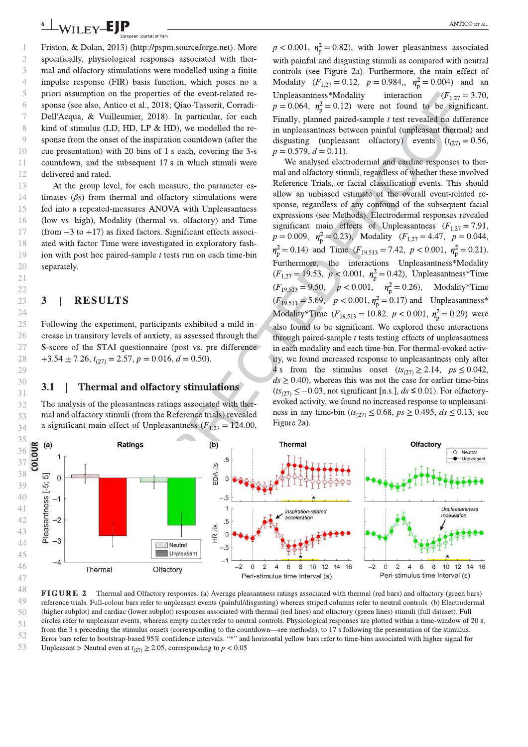Friston, & Dolan, 2013) (http://pspm.sourceforge.net). More specifically, physiological responses associated with thermal and olfactory stimulations were modelled using a finite impulse response (FIR) basis function, which poses no a priori assumption on the properties of the event-related response (see also, Antico et al., 2018; Qiao-Tasserit, Corradi-Dell'Acqua, & Vuilleumier, 2018). In particular, for each kind of stimulus (LD, HD, LP & HD), we modelled the response from the onset of the inspiration countdown (after the cue presentation) with 20 bins of 1 s each, covering the 3-s countdown, and the subsequent 17 s in which stimuli were delivered and rated.

At the group level, for each measure, the parameter estimates (βs) from thermal and olfactory stimulations were fed into a repeated-measures ANOVA with Unpleasantness (low vs. high), Modality (thermal vs. olfactory) and Time (from −3 to +17) as fixed factors. Significant effects associated with factor Time were investigated in exploratory fashion with post hoc paired-sample *t* tests run on each time-bin separately.

## 3 | RESULTS

Following the experiment, participants exhibited a mild increase in transitory levels of anxiety, as assessed through the S-score of the STAI questionnaire (post vs. pre difference +3.54 ± 7.26, $t_{(27)} = 2.57$, $p = 0.016$, $d = 0.50$).

### 3.1 | Thermal and olfactory stimulations

The analysis of the pleasantness ratings associated with thermal and olfactory stimuli (from the Reference trials) revealed a significant main effect of Unpleasantness ($F_{1,27} = 124.00$, $p < 0.001$, $\eta^2_p = 0.82$), with lower pleasantness associated with painful and disgusting stimuli as compared with neutral controls (see Figure 2a). Furthermore, the main effect of Modality ($F_{1,27} = 0.12$, $p = 0.984$,, $\eta^2_p = 0.004$) and an Unpleasantness*Modality interaction ($F_{1,27} = 3.70$, $p = 0.064$, $\eta^2_p = 0.12$) were not found to be significant. Finally, planned paired-sample *t* test revealed no difference in unpleasantness between painful (unpleasant thermal) and disgusting (unpleasant olfactory) events ($t_{(27)} = 0.56$, $p = 0.579$, $d = 0.11$).

We analysed electrodermal and cardiac responses to thermal and olfactory stimuli, regardless of whether these involved Reference Trials, or facial classification events. This should allow an unbiased estimate of the overall event-related response, regardless of any confound of the subsequent facial expressions (see Methods). Electrodermal responses revealed significant main effects of Unpleasantness ($F_{1,27} = 7.91$, $p = 0.009$, $\eta^2_p = 0.23$), Modality ($F_{1,27} = 4.47$, $p = 0.044$, $\eta^2_p = 0.14$) and Time ($F_{19,513} = 7.42$, $p < 0.001$, $\eta^2_p = 0.21$). Furthermore, the interactions Unpleasantness*Modality ($F_{1,27} = 19.53$, $p < 0.001$, $\eta^2_p = 0.42$), Unpleasantness*Time ($F_{19,513} = 9.50$, $p < 0.001$, $\eta^2_p = 0.26$), Modality*Time ($F_{19,513} = 5.69$, $p < 0.001$, $\eta^2_p = 0.17$) and Unpleasantness*Modality*Time ($F_{19,513} = 10.82$, $p < 0.001$, $\eta^2_p = 0.29$) were also found to be significant. We explored these interactions through paired-sample *t* tests testing effects of unpleasantness in each modality and each time-bin. For thermal-evoked activity, we found increased response to unpleasantness only after 4 s from the stimulus onset ($ts_{(27)} \geq 2.14$, $ps \leq 0.042$, $ds \geq 0.40$), whereas this was not the case for earlier time-bins ($ts_{(27)} \leq -0.03$, not significant [n.s.], $ds \leq 0.01$). For olfactory-evoked activity, we found no increased response to unpleasantness in any time-bin ($ts_{(27)} \leq 0.68$, $ps \geq 0.495$, $ds \leq 0.13$, see Figure 2a).

**FIGURE 2** Thermal and Olfactory responses. (a) Average pleasantness ratings associated with thermal (red bars) and olfactory (green bars) reference trials. Full-colour bars refer to unpleasant events (painful/disgusting) whereas striped colours refer to neutral controls. (b) Electrodermal (higher subplot) and cardiac (lower subplot) responses associated with thermal (red lines) and olfactory (green lines) stimuli (full dataset). Full circles refer to unpleasant events, whereas empty circles refer to neutral controls. Physiological responses are plotted within a time-window of 20 s, from the 3 s preceding the stimulus onsets (corresponding to the countdown—see methods), to 17 s following the presentation of the stimulus. Error bars refer to bootstrap-based 95% confidence intervals. "*" and horizontal yellow bars refer to time-bins associated with higher signal for Unpleasant > Neutral even at $t_{(27)} \geq 2.05$, corresponding to $p < 0.05$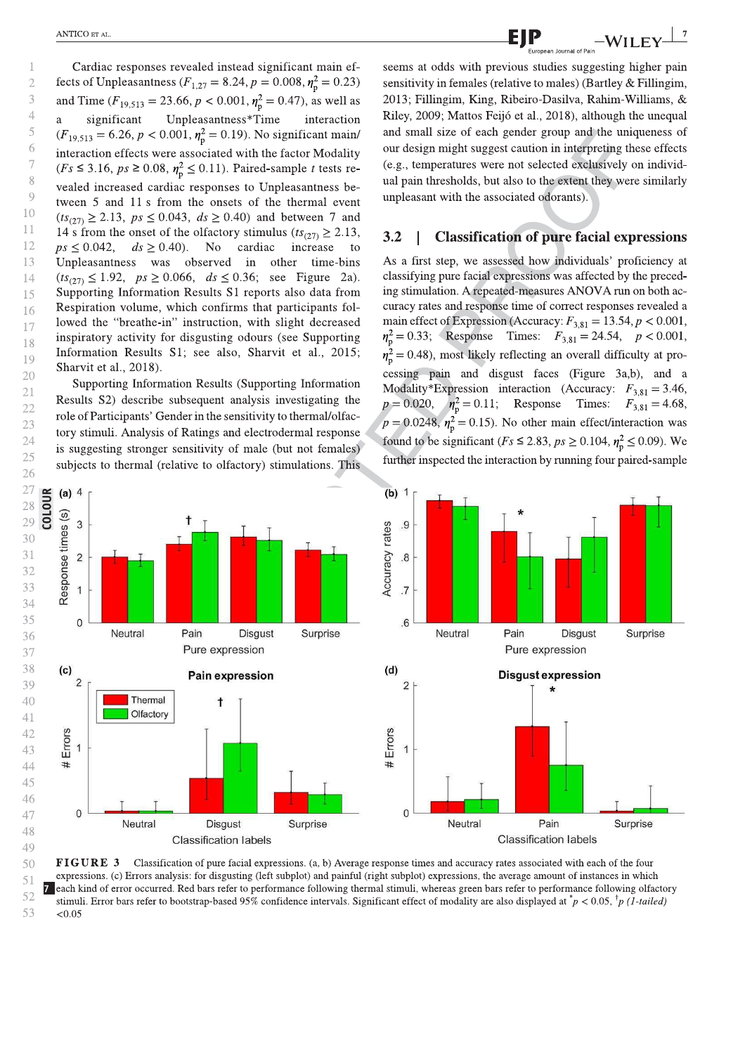Cardiac responses revealed instead significant main effects of Unpleasantness ($F_{1,27} = 8.24$, $p = 0.008$, $\eta_p^2 = 0.23$) and Time ($F_{19,513} = 23.66$, $p < 0.001$, $\eta_p^2 = 0.47$), as well as a significant Unpleasantness*Time interaction ($F_{19,513} = 6.26$, $p < 0.001$, $\eta_p^2 = 0.19$). No significant main/interaction effects were associated with the factor Modality ($Fs \leq 3.16$, $ps \geq 0.08$, $\eta_p^2 \leq 0.11$). Paired-sample *t* tests revealed increased cardiac responses to Unpleasantness between 5 and 11 s from the onsets of the thermal event ($ts_{(27)} \geq 2.13$, $ps \leq 0.043$, $ds \geq 0.40$) and between 7 and 14 s from the onset of the olfactory stimulus ($ts_{(27)} \geq 2.13$, $ps \leq 0.042$, $ds \geq 0.40$). No cardiac increase to Unpleasantness was observed in other time-bins ($ts_{(27)} \leq 1.92$, $ps \geq 0.066$, $ds \leq 0.36$; see Figure 2a). Supporting Information Results S1 reports also data from Respiration volume, which confirms that participants followed the "breathe-in" instruction, with slight decreased inspiratory activity for disgusting odours (see Supporting Information Results S1; see also, Sharvit et al., 2015; Sharvit et al., 2018).

Supporting Information Results (Supporting Information Results S2) describe subsequent analysis investigating the role of Participants' Gender in the sensitivity to thermal/olfactory stimuli. Analysis of Ratings and electrodermal response is suggesting stronger sensitivity of male (but not females) subjects to thermal (relative to olfactory) stimulations. This seems at odds with previous studies suggesting higher pain sensitivity in females (relative to males) (Bartley & Fillingim, 2013; Fillingim, King, Ribeiro-Dasilva, Rahim-Williams, & Riley, 2009; Mattos Feijó et al., 2018), although the unequal and small size of each gender group and the uniqueness of our design might suggest caution in interpreting these effects (e.g., temperatures were not selected exclusively on individual pain thresholds, but also to the extent they were similarly unpleasant with the associated odorants).

## 3.2 | Classification of pure facial expressions

As a first step, we assessed how individuals' proficiency at classifying pure facial expressions was affected by the preceding stimulation. A repeated-measures ANOVA run on both accuracy rates and response time of correct responses revealed a main effect of Expression (Accuracy: $F_{3,81} = 13.54$, $p < 0.001$, $\eta_p^2 = 0.33$; Response Times: $F_{3,81} = 24.54$, $p < 0.001$, $\eta_p^2 = 0.48$), most likely reflecting an overall difficulty at processing pain and disgust faces (Figure 3a,b), and a Modality*Expression interaction (Accuracy: $F_{3,81} = 3.46$, $p = 0.020$, $\eta_p^2 = 0.11$; Response Times: $F_{3,81} = 4.68$, $p = 0.0248$, $\eta_p^2 = 0.15$). No other main effect/interaction was found to be significant ($Fs \leq 2.83$, $ps \geq 0.104$, $\eta_p^2 \leq 0.09$). We further inspected the interaction by running four paired-sample

**FIGURE 3** Classification of pure facial expressions. (a, b) Average response times and accuracy rates associated with each of the four expressions. (c) Errors analysis: for disgusting (left subplot) and painful (right subplot) expressions, the average amount of instances in which each kind of error occurred. Red bars refer to performance following thermal stimuli, whereas green bars refer to performance following olfactory stimuli. Error bars refer to bootstrap-based 95% confidence intervals. Significant effect of modality are also displayed at $^{*}p < 0.05$, $^{\dagger}p$ *(1-tailed)* <0.05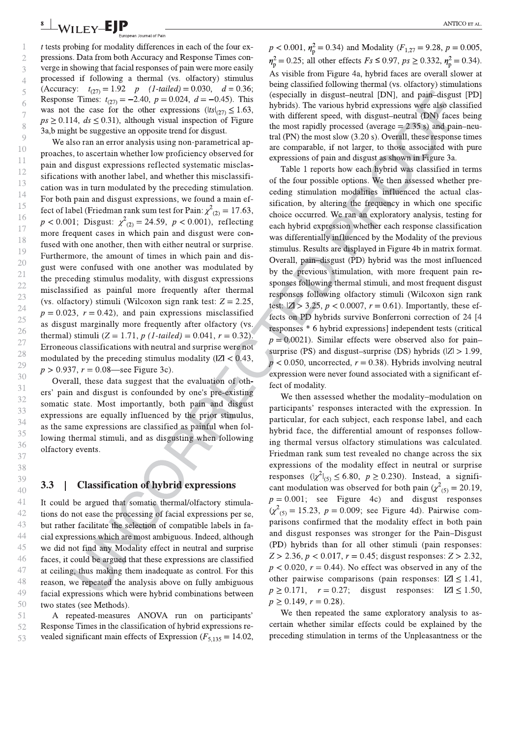*t* tests probing for modality differences in each of the four expressions. Data from both Accuracy and Response Times converge in showing that facial responses of pain were more easily processed if following a thermal (vs. olfactory) stimulus (Accuracy: $t_{(27)} = 1.92$ $p$ *(1-tailed)* $= 0.030$, $d = 0.36$; Response Times: $t_{(27)} = -2.40$, $p = 0.024$, $d = -0.45$). This was not the case for the other expressions ($|ts|_{(27)} \leq 1.63$, $ps \geq 0.114$, $ds \leq 0.31$), although visual inspection of Figure 3a,b might be suggestive an opposite trend for disgust.

We also ran an error analysis using non-parametrical approaches, to ascertain whether low proficiency observed for pain and disgust expressions reflected systematic misclassifications with another label, and whether this misclassification was in turn modulated by the preceding stimulation. For both pain and disgust expressions, we found a main effect of label (Friedman rank sum test for Pain: $\chi^2_{(2)} = 17.63$, $p < 0.001$; Disgust: $\chi^2_{(2)} = 24.59$, $p < 0.001$), reflecting more frequent cases in which pain and disgust were confused with one another, then with either neutral or surprise. Furthermore, the amount of times in which pain and disgust were confused with one another was modulated by the preceding stimulus modality, with disgust expressions misclassified as painful more frequently after thermal (vs. olfactory) stimuli (Wilcoxon sign rank test: $Z = 2.25$, $p = 0.023$, $r = 0.42$), and pain expressions misclassified as disgust marginally more frequently after olfactory (vs. thermal) stimuli ($Z = 1.71$, $p$ *(1-tailed)* $= 0.041$, $r = 0.32$). Erroneous classifications with neutral and surprise were not modulated by the preceding stimulus modality ($|Z| < 0.43$, $p > 0.937$, $r = 0.08$—see Figure 3c).

Overall, these data suggest that the evaluation of others' pain and disgust is confounded by one's pre-existing somatic state. Most importantly, both pain and disgust expressions are equally influenced by the prior stimulus, as the same expressions are classified as painful when following thermal stimuli, and as disgusting when following olfactory events.

## 3.3 | Classification of hybrid expressions

It could be argued that somatic thermal/olfactory stimulations do not ease the processing of facial expressions per se, but rather facilitate the selection of compatible labels in facial expressions which are most ambiguous. Indeed, although we did not find any Modality effect in neutral and surprise faces, it could be argued that these expressions are classified at ceiling, thus making them inadequate as control. For this reason, we repeated the analysis above on fully ambiguous facial expressions which were hybrid combinations between two states (see Methods).

A repeated-measures ANOVA run on participants' Response Times in the classification of hybrid expressions revealed significant main effects of Expression ($F_{5,135} = 14.02$, $p < 0.001$, $\eta^2_p = 0.34$) and Modality ($F_{1,27} = 9.28$, $p = 0.005$, $\eta^2_p = 0.25$; all other effects $Fs \leq 0.97$, $ps \geq 0.332$, $\eta^2_p = 0.34$). As visible from Figure 4a, hybrid faces are overall slower at being classified following thermal (vs. olfactory) stimulations (especially in disgust–neutral [DN], and pain–disgust [PD] hybrids). The various hybrid expressions were also classified with different speed, with disgust–neutral (DN) faces being the most rapidly processed (average = 2.35 s) and pain–neutral (PN) the most slow (3.20 s). Overall, these response times are comparable, if not larger, to those associated with pure expressions of pain and disgust as shown in Figure 3a.

Table 1 reports how each hybrid was classified in terms of the four possible options. We then assessed whether preceding stimulation modalities influenced the actual classification, by altering the frequency in which one specific choice occurred. We ran an exploratory analysis, testing for each hybrid expression whether each response classification was differentially influenced by the Modality of the previous stimulus. Results are displayed in Figure 4b in matrix format. Overall, pain–disgust (PD) hybrid was the most influenced by the previous stimulation, with more frequent pain responses following thermal stimuli, and most frequent disgust responses following olfactory stimuli (Wilcoxon sign rank test: $|Z| > 3.25$, $p < 0.0007$, $r = 0.61$). Importantly, these effects on PD hybrids survive Bonferroni correction of 24 [4 responses * 6 hybrid expressions] independent tests (critical $p = 0.0021$). Similar effects were observed also for pain–surprise (PS) and disgust–surprise (DS) hybrids ($|Z| > 1.99$, $p < 0.050$, uncorrected, $r = 0.38$). Hybrids involving neutral expression were never found associated with a significant effect of modality.

We then assessed whether the modality–modulation on participants' responses interacted with the expression. In particular, for each subject, each response label, and each hybrid face, the differential amount of responses following thermal versus olfactory stimulations was calculated. Friedman rank sum test revealed no change across the six expressions of the modality effect in neutral or surprise responses ($|\chi^2|_{(5)} \leq 6.80$, $p \geq 0.230$). Instead, a significant modulation was observed for both pain ($\chi^2_{(5)} = 20.19$, $p = 0.001$; see Figure 4c) and disgust responses ($\chi^2_{(5)} = 15.23$, $p = 0.009$; see Figure 4d). Pairwise comparisons confirmed that the modality effect in both pain and disgust responses was stronger for the Pain–Disgust (PD) hybrids than for all other stimuli (pain responses: $Z > 2.36$, $p < 0.017$, $r = 0.45$; disgust responses: $Z > 2.32$, $p < 0.020$, $r = 0.44$). No effect was observed in any of the other pairwise comparisons (pain responses: $|Z| \leq 1.41$, $p \geq 0.171$, $r = 0.27$; disgust responses: $|Z| \leq 1.50$, $p \geq 0.149$, $r = 0.28$).

We then repeated the same exploratory analysis to ascertain whether similar effects could be explained by the preceding stimulation in terms of the Unpleasantness or the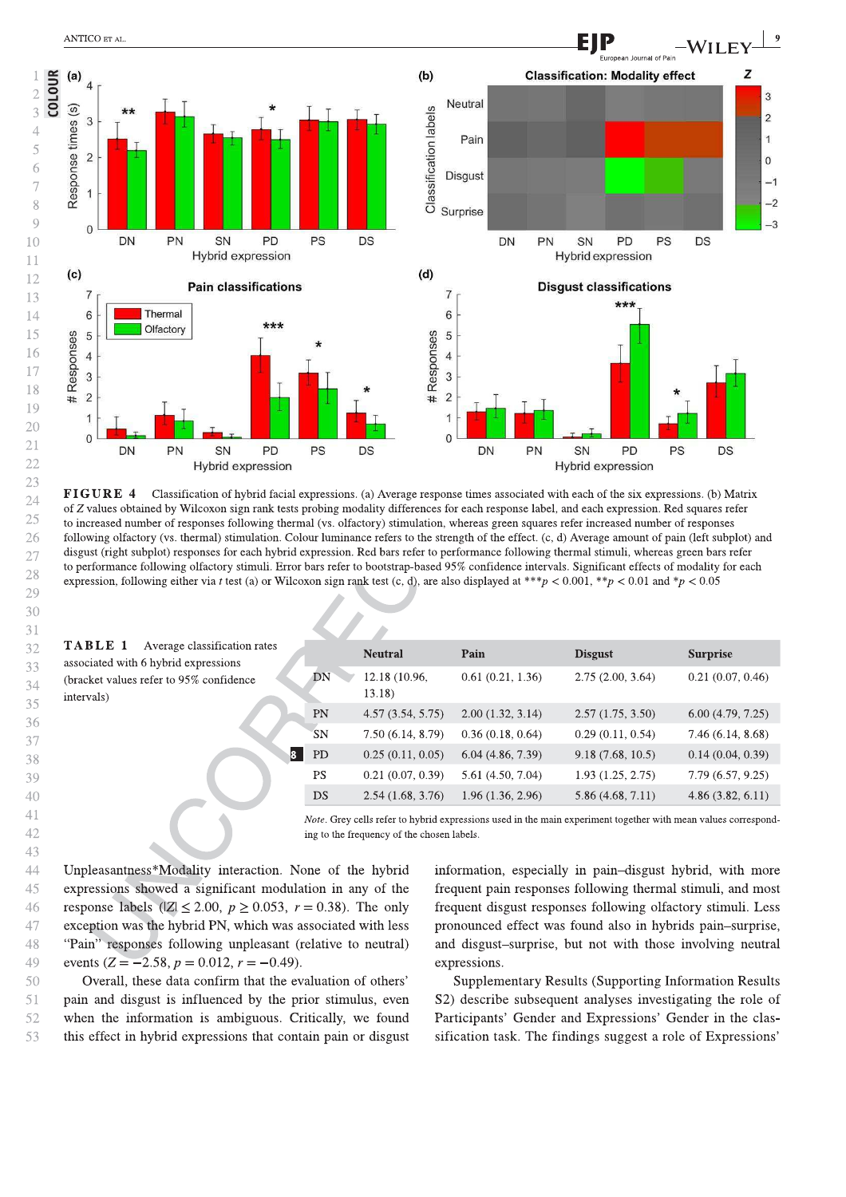**FIGURE 4** Classification of hybrid facial expressions. (a) Average response times associated with each of the six expressions. (b) Matrix of Z values obtained by Wilcoxon sign rank tests probing modality differences for each response label, and each expression. Red squares refer to increased number of responses following thermal (vs. olfactory) stimulation, whereas green squares refer increased number of responses following olfactory (vs. thermal) stimulation. Colour luminance refers to the strength of the effect. (c, d) Average amount of pain (left subplot) and disgust (right subplot) responses for each hybrid expression. Red bars refer to performance following thermal stimuli, whereas green bars refer to performance following olfactory stimuli. Error bars refer to bootstrap-based 95% confidence intervals. Significant effects of modality for each expression, following either via *t* test (a) or Wilcoxon sign rank test (c, d), are also displayed at $^{***}p < 0.001$, $^{**}p < 0.01$ and $^{*}p < 0.05$

**TABLE 1** Average classification rates associated with 6 hybrid expressions (bracket values refer to 95% confidence intervals)

| | Neutral | Pain | Disgust | Surprise |
|---|---|---|---|---|
| DN | 12.18 (10.96, 13.18) | 0.61 (0.21, 1.36) | 2.75 (2.00, 3.64) | 0.21 (0.07, 0.46) |
| PN | 4.57 (3.54, 5.75) | 2.00 (1.32, 3.14) | 2.57 (1.75, 3.50) | 6.00 (4.79, 7.25) |
| SN | 7.50 (6.14, 8.79) | 0.36 (0.18, 0.64) | 0.29 (0.11, 0.54) | 7.46 (6.14, 8.68) |
| PD | 0.25 (0.11, 0.05) | 6.04 (4.86, 7.39) | 9.18 (7.68, 10.5) | 0.14 (0.04, 0.39) |
| PS | 0.21 (0.07, 0.39) | 5.61 (4.50, 7.04) | 1.93 (1.25, 2.75) | 7.79 (6.57, 9.25) |
| DS | 2.54 (1.68, 3.76) | 1.96 (1.36, 2.96) | 5.86 (4.68, 7.11) | 4.86 (3.82, 6.11) |

*Note*. Grey cells refer to hybrid expressions used in the main experiment together with mean values corresponding to the frequency of the chosen labels.

Unpleasantness*Modality interaction. None of the hybrid expressions showed a significant modulation in any of the response labels ($|Z| \leq 2.00$, $p \geq 0.053$, $r = 0.38$). The only exception was the hybrid PN, which was associated with less "Pain" responses following unpleasant (relative to neutral) events ($Z = -2.58$, $p = 0.012$, $r = -0.49$).

Overall, these data confirm that the evaluation of others' pain and disgust is influenced by the prior stimulus, even when the information is ambiguous. Critically, we found this effect in hybrid expressions that contain pain or disgust information, especially in pain–disgust hybrid, with more frequent pain responses following thermal stimuli, and most frequent disgust responses following olfactory stimuli. Less pronounced effect was found also in hybrids pain–surprise, and disgust–surprise, but not with those involving neutral expressions.

Supplementary Results (Supporting Information Results S2) describe subsequent analyses investigating the role of Participants' Gender and Expressions' Gender in the classification task. The findings suggest a role of Expressions'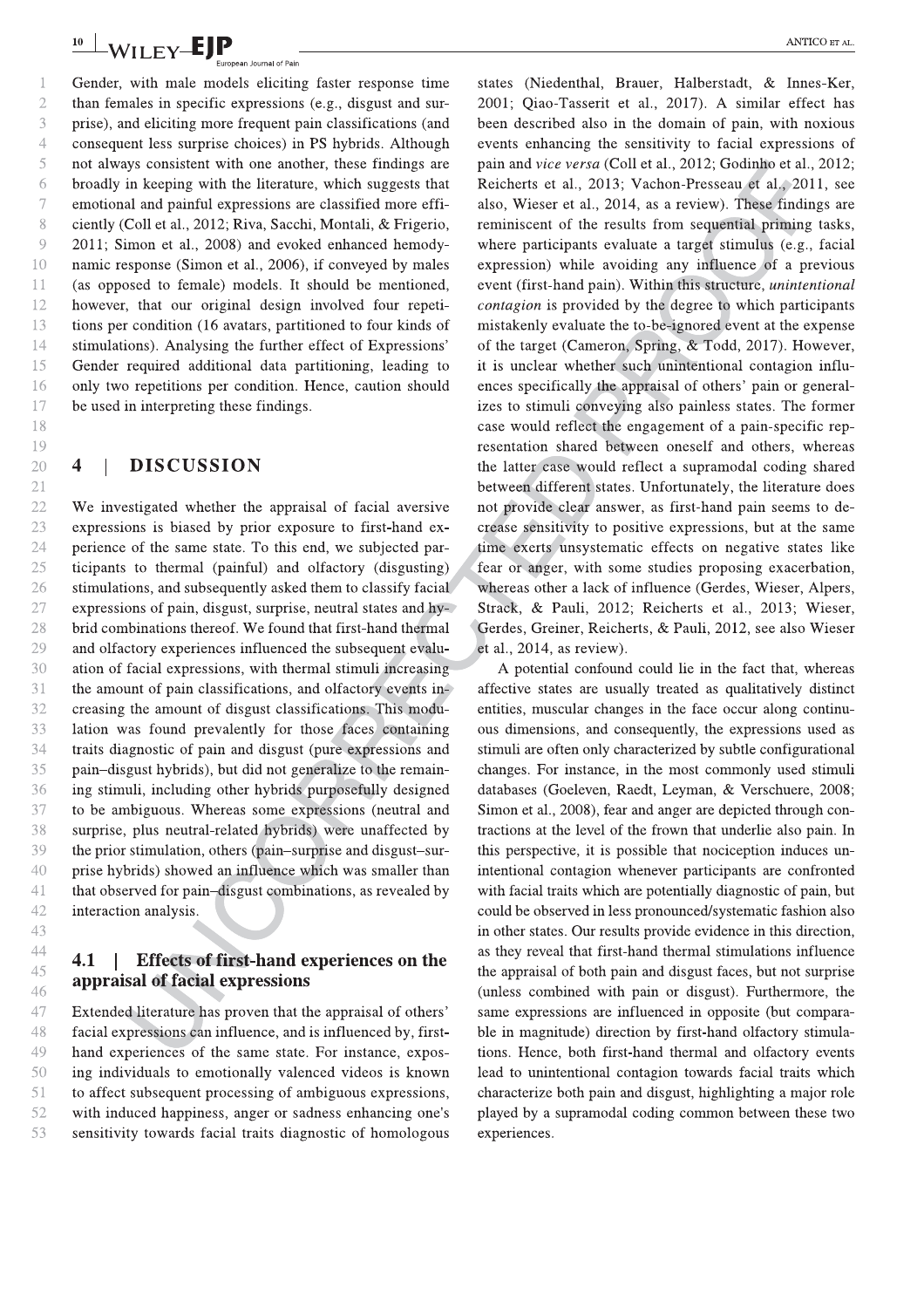Gender, with male models eliciting faster response time than females in specific expressions (e.g., disgust and surprise), and eliciting more frequent pain classifications (and consequent less surprise choices) in PS hybrids. Although not always consistent with one another, these findings are broadly in keeping with the literature, which suggests that emotional and painful expressions are classified more efficiently (Coll et al., 2012; Riva, Sacchi, Montali, & Frigerio, 2011; Simon et al., 2008) and evoked enhanced hemodynamic response (Simon et al., 2006), if conveyed by males (as opposed to female) models. It should be mentioned, however, that our original design involved four repetitions per condition (16 avatars, partitioned to four kinds of stimulations). Analysing the further effect of Expressions' Gender required additional data partitioning, leading to only two repetitions per condition. Hence, caution should be used in interpreting these findings.

## 4 | DISCUSSION

We investigated whether the appraisal of facial aversive expressions is biased by prior exposure to first-hand experience of the same state. To this end, we subjected participants to thermal (painful) and olfactory (disgusting) stimulations, and subsequently asked them to classify facial expressions of pain, disgust, surprise, neutral states and hybrid combinations thereof. We found that first-hand thermal and olfactory experiences influenced the subsequent evaluation of facial expressions, with thermal stimuli increasing the amount of pain classifications, and olfactory events increasing the amount of disgust classifications. This modulation was found prevalently for those faces containing traits diagnostic of pain and disgust (pure expressions and pain–disgust hybrids), but did not generalize to the remaining stimuli, including other hybrids purposefully designed to be ambiguous. Whereas some expressions (neutral and surprise, plus neutral-related hybrids) were unaffected by the prior stimulation, others (pain–surprise and disgust–surprise hybrids) showed an influence which was smaller than that observed for pain–disgust combinations, as revealed by interaction analysis.

### 4.1 | Effects of first-hand experiences on the appraisal of facial expressions

Extended literature has proven that the appraisal of others' facial expressions can influence, and is influenced by, first-hand experiences of the same state. For instance, exposing individuals to emotionally valenced videos is known to affect subsequent processing of ambiguous expressions, with induced happiness, anger or sadness enhancing one's sensitivity towards facial traits diagnostic of homologous states (Niedenthal, Brauer, Halberstadt, & Innes-Ker, 2001; Qiao-Tasserit et al., 2017). A similar effect has been described also in the domain of pain, with noxious events enhancing the sensitivity to facial expressions of pain and *vice versa* (Coll et al., 2012; Godinho et al., 2012; Reicherts et al., 2013; Vachon-Presseau et al., 2011, see also, Wieser et al., 2014, as a review). These findings are reminiscent of the results from sequential priming tasks, where participants evaluate a target stimulus (e.g., facial expression) while avoiding any influence of a previous event (first-hand pain). Within this structure, *unintentional contagion* is provided by the degree to which participants mistakenly evaluate the to-be-ignored event at the expense of the target (Cameron, Spring, & Todd, 2017). However, it is unclear whether such unintentional contagion influences specifically the appraisal of others' pain or generalizes to stimuli conveying also painless states. The former case would reflect the engagement of a pain-specific representation shared between oneself and others, whereas the latter case would reflect a supramodal coding shared between different states. Unfortunately, the literature does not provide clear answer, as first-hand pain seems to decrease sensitivity to positive expressions, but at the same time exerts unsystematic effects on negative states like fear or anger, with some studies proposing exacerbation, whereas other a lack of influence (Gerdes, Wieser, Alpers, Strack, & Pauli, 2012; Reicherts et al., 2013; Wieser, Gerdes, Greiner, Reicherts, & Pauli, 2012, see also Wieser et al., 2014, as review).

A potential confound could lie in the fact that, whereas affective states are usually treated as qualitatively distinct entities, muscular changes in the face occur along continuous dimensions, and consequently, the expressions used as stimuli are often only characterized by subtle configurational changes. For instance, in the most commonly used stimuli databases (Goeleven, Raedt, Leyman, & Verschuere, 2008; Simon et al., 2008), fear and anger are depicted through contractions at the level of the frown that underlie also pain. In this perspective, it is possible that nociception induces unintentional contagion whenever participants are confronted with facial traits which are potentially diagnostic of pain, but could be observed in less pronounced/systematic fashion also in other states. Our results provide evidence in this direction, as they reveal that first-hand thermal stimulations influence the appraisal of both pain and disgust faces, but not surprise (unless combined with pain or disgust). Furthermore, the same expressions are influenced in opposite (but comparable in magnitude) direction by first-hand olfactory stimulations. Hence, both first-hand thermal and olfactory events lead to unintentional contagion towards facial traits which characterize both pain and disgust, highlighting a major role played by a supramodal coding common between these two experiences.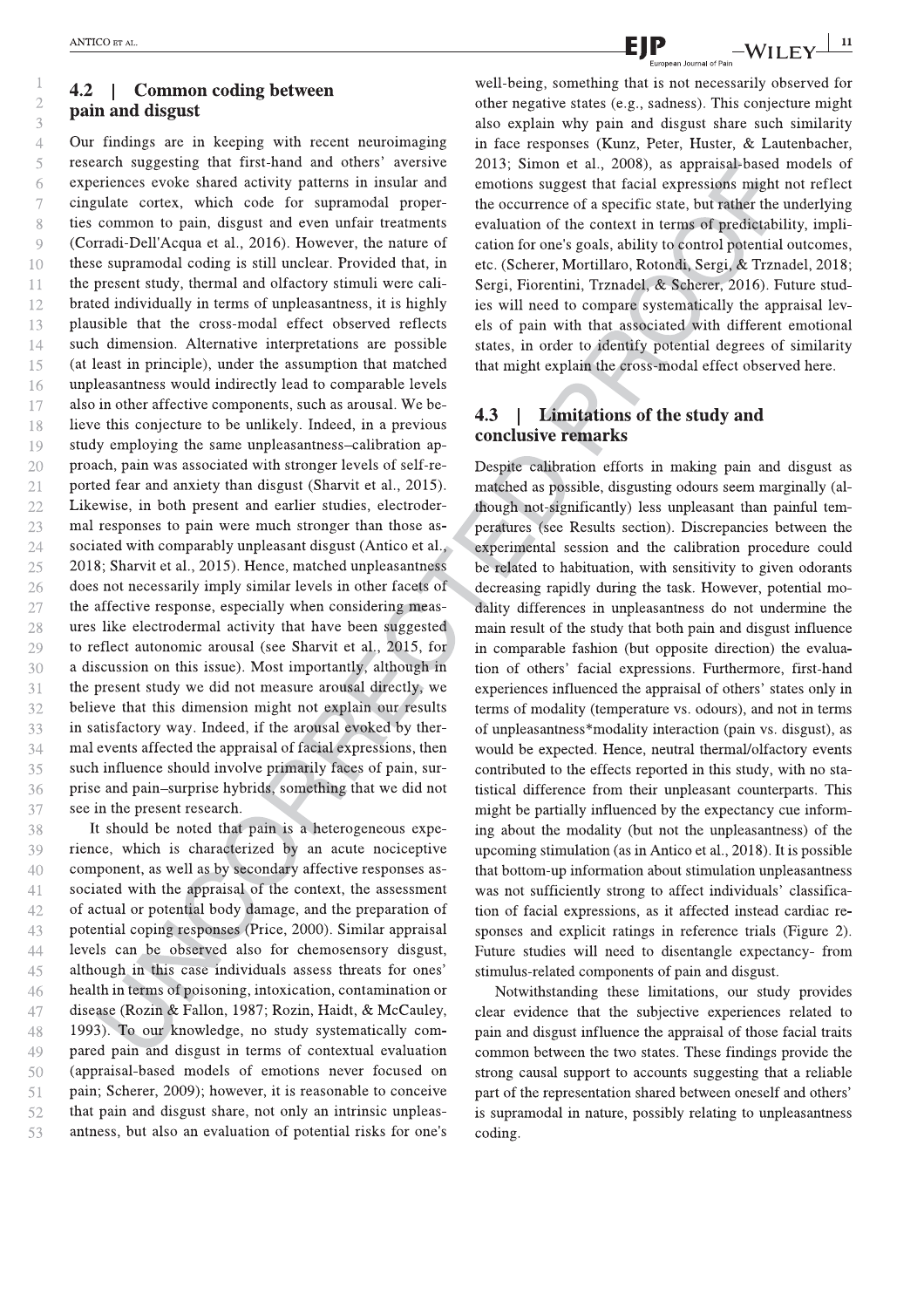## 4.2 | Common coding between pain and disgust

Our findings are in keeping with recent neuroimaging research suggesting that first-hand and others' aversive experiences evoke shared activity patterns in insular and cingulate cortex, which code for supramodal properties common to pain, disgust and even unfair treatments (Corradi-Dell'Acqua et al., 2016). However, the nature of these supramodal coding is still unclear. Provided that, in the present study, thermal and olfactory stimuli were calibrated individually in terms of unpleasantness, it is highly plausible that the cross-modal effect observed reflects such dimension. Alternative interpretations are possible (at least in principle), under the assumption that matched unpleasantness would indirectly lead to comparable levels also in other affective components, such as arousal. We believe this conjecture to be unlikely. Indeed, in a previous study employing the same unpleasantness–calibration approach, pain was associated with stronger levels of self-reported fear and anxiety than disgust (Sharvit et al., 2015). Likewise, in both present and earlier studies, electrodermal responses to pain were much stronger than those associated with comparably unpleasant disgust (Antico et al., 2018; Sharvit et al., 2015). Hence, matched unpleasantness does not necessarily imply similar levels in other facets of the affective response, especially when considering measures like electrodermal activity that have been suggested to reflect autonomic arousal (see Sharvit et al., 2015, for a discussion on this issue). Most importantly, although in the present study we did not measure arousal directly, we believe that this dimension might not explain our results in satisfactory way. Indeed, if the arousal evoked by thermal events affected the appraisal of facial expressions, then such influence should involve primarily faces of pain, surprise and pain–surprise hybrids, something that we did not see in the present research.

It should be noted that pain is a heterogeneous experience, which is characterized by an acute nociceptive component, as well as by secondary affective responses associated with the appraisal of the context, the assessment of actual or potential body damage, and the preparation of potential coping responses (Price, 2000). Similar appraisal levels can be observed also for chemosensory disgust, although in this case individuals assess threats for ones' health in terms of poisoning, intoxication, contamination or disease (Rozin & Fallon, 1987; Rozin, Haidt, & McCauley, 1993). To our knowledge, no study systematically compared pain and disgust in terms of contextual evaluation (appraisal-based models of emotions never focused on pain; Scherer, 2009); however, it is reasonable to conceive that pain and disgust share, not only an intrinsic unpleasantness, but also an evaluation of potential risks for one's well-being, something that is not necessarily observed for other negative states (e.g., sadness). This conjecture might also explain why pain and disgust share such similarity in face responses (Kunz, Peter, Huster, & Lautenbacher, 2013; Simon et al., 2008), as appraisal-based models of emotions suggest that facial expressions might not reflect the occurrence of a specific state, but rather the underlying evaluation of the context in terms of predictability, implication for one's goals, ability to control potential outcomes, etc. (Scherer, Mortillaro, Rotondi, Sergi, & Trznadel, 2018; Sergi, Fiorentini, Trznadel, & Scherer, 2016). Future studies will need to compare systematically the appraisal levels of pain with that associated with different emotional states, in order to identify potential degrees of similarity that might explain the cross-modal effect observed here.

## 4.3 | Limitations of the study and conclusive remarks

Despite calibration efforts in making pain and disgust as matched as possible, disgusting odours seem marginally (although not-significantly) less unpleasant than painful temperatures (see Results section). Discrepancies between the experimental session and the calibration procedure could be related to habituation, with sensitivity to given odorants decreasing rapidly during the task. However, potential modality differences in unpleasantness do not undermine the main result of the study that both pain and disgust influence in comparable fashion (but opposite direction) the evaluation of others' facial expressions. Furthermore, first-hand experiences influenced the appraisal of others' states only in terms of modality (temperature vs. odours), and not in terms of unpleasantness*modality interaction (pain vs. disgust), as would be expected. Hence, neutral thermal/olfactory events contributed to the effects reported in this study, with no statistical difference from their unpleasant counterparts. This might be partially influenced by the expectancy cue informing about the modality (but not the unpleasantness) of the upcoming stimulation (as in Antico et al., 2018). It is possible that bottom-up information about stimulation unpleasantness was not sufficiently strong to affect individuals' classification of facial expressions, as it affected instead cardiac responses and explicit ratings in reference trials (Figure 2). Future studies will need to disentangle expectancy- from stimulus-related components of pain and disgust.

Notwithstanding these limitations, our study provides clear evidence that the subjective experiences related to pain and disgust influence the appraisal of those facial traits common between the two states. These findings provide the strong causal support to accounts suggesting that a reliable part of the representation shared between oneself and others' is supramodal in nature, possibly relating to unpleasantness coding.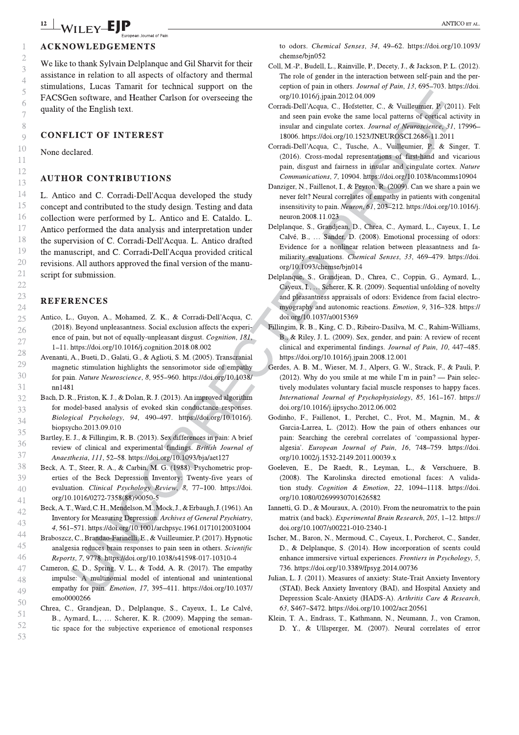## ACKNOWLEDGEMENTS

We like to thank Sylvain Delplanque and Gil Sharvit for their assistance in relation to all aspects of olfactory and thermal stimulations, Lucas Tamarit for technical support on the FACSGen software, and Heather Carlson for overseeing the quality of the English text.

## CONFLICT OF INTEREST

None declared.

## AUTHOR CONTRIBUTIONS

L. Antico and C. Corradi-Dell'Acqua developed the study concept and contributed to the study design. Testing and data collection were performed by L. Antico and E. Cataldo. L. Antico performed the data analysis and interpretation under the supervision of C. Corradi-Dell'Acqua. L. Antico drafted the manuscript, and C. Corradi-Dell'Acqua provided critical revisions. All authors approved the final version of the manuscript for submission.

## REFERENCES

Antico, L., Guyon, A., Mohamed, Z. K., & Corradi-Dell'Acqua, C. (2018). Beyond unpleasantness. Social exclusion affects the experience of pain, but not of equally-unpleasant disgust. *Cognition*, *181*, 1–11. https://doi.org/10.1016/j.cognition.2018.08.002

Avenanti, A., Bueti, D., Galati, G., & Aglioti, S. M. (2005). Transcranial magnetic stimulation highlights the sensorimotor side of empathy for pain. *Nature Neuroscience*, *8*, 955–960. https://doi.org/10.1038/nn1481

Bach, D. R., Friston, K. J., & Dolan, R. J. (2013). An improved algorithm for model-based analysis of evoked skin conductance responses. *Biological Psychology*, *94*, 490–497. https://doi.org/10.1016/j.biopsycho.2013.09.010

Bartley, E. J., & Fillingim, R. B. (2013). Sex differences in pain: A brief review of clinical and experimental findings. *British Journal of Anaesthesia*, *111*, 52–58. https://doi.org/10.1093/bja/aet127

Beck, A. T., Steer, R. A., & Carbin, M. G. (1988). Psychometric properties of the Beck Depression Inventory: Twenty-five years of evaluation. *Clinical Psychology Review*, *8*, 77–100. https://doi.org/10.1016/0272-7358(88)90050-5

Beck, A. T., Ward, C. H., Mendelson, M., Mock, J., & Erbaugh, J. (1961). An Inventory for Measuring Depression. *Archives of General Psychiatry*, *4*, 561–571. https://doi.org/10.1001/archpsyc.1961.01710120031004

Braboszcz, C., Brandao-Farinelli, E., & Vuilleumier, P. (2017). Hypnotic analgesia reduces brain responses to pain seen in others. *Scientific Reports*, *7*, 9778. https://doi.org/10.1038/s41598-017-10310-4

Cameron, C. D., Spring, V. L., & Todd, A. R. (2017). The empathy impulse: A multinomial model of intentional and unintentional empathy for pain. *Emotion*, *17*, 395–411. https://doi.org/10.1037/emo0000266

Chrea, C., Grandjean, D., Delplanque, S., Cayeux, I., Le Calvé, B., Aymard, L., … Scherer, K. R. (2009). Mapping the semantic space for the subjective experience of emotional responses to odors. *Chemical Senses*, *34*, 49–62. https://doi.org/10.1093/chemse/bjn052

Coll, M.-P., Budell, L., Rainville, P., Decety, J., & Jackson, P. L. (2012). The role of gender in the interaction between self-pain and the perception of pain in others. *Journal of Pain*, *13*, 695–703. https://doi.org/10.1016/j.jpain.2012.04.009

Corradi-Dell'Acqua, C., Hofstetter, C., & Vuilleumier, P. (2011). Felt and seen pain evoke the same local patterns of cortical activity in insular and cingulate cortex. *Journal of Neuroscience*, *31*, 17996–18006. https://doi.org/10.1523/JNEUROSCI.2686-11.2011

Corradi-Dell'Acqua, C., Tusche, A., Vuilleumier, P., & Singer, T. (2016). Cross-modal representations of first-hand and vicarious pain, disgust and fairness in insular and cingulate cortex. *Nature Communications*, *7*, 10904. https://doi.org/10.1038/ncomms10904

Danziger, N., Faillenot, I., & Peyron, R. (2009). Can we share a pain we never felt? Neural correlates of empathy in patients with congenital insensitivity to pain. *Neuron*, *61*, 203–212. https://doi.org/10.1016/j.neuron.2008.11.023

Delplanque, S., Grandjean, D., Chrea, C., Aymard, L., Cayeux, I., Le Calvé, B., … Sander, D. (2008). Emotional processing of odors: Evidence for a nonlinear relation between pleasantness and familiarity evaluations. *Chemical Senses*, *33*, 469–479. https://doi.org/10.1093/chemse/bjn014

Delplanque, S., Grandjean, D., Chrea, C., Coppin, G., Aymard, L., Cayeux, I., … Scherer, K. R. (2009). Sequential unfolding of novelty and pleasantness appraisals of odors: Evidence from facial electromyography and autonomic reactions. *Emotion*, *9*, 316–328. https://doi.org/10.1037/a0015369

Fillingim, R. B., King, C. D., Ribeiro-Dasilva, M. C., Rahim-Williams, B., & Riley, J. L. (2009). Sex, gender, and pain: A review of recent clinical and experimental findings. *Journal of Pain*, *10*, 447–485. https://doi.org/10.1016/j.jpain.2008.12.001

Gerdes, A. B. M., Wieser, M. J., Alpers, G. W., Strack, F., & Pauli, P. (2012). Why do you smile at me while I'm in pain? — Pain selectively modulates voluntary facial muscle responses to happy faces. *International Journal of Psychophysiology*, *85*, 161–167. https://doi.org/10.1016/j.ijpsycho.2012.06.002

Godinho, F., Faillenot, I., Perchet, C., Frot, M., Magnin, M., & Garcia-Larrea, L. (2012). How the pain of others enhances our pain: Searching the cerebral correlates of 'compassional hyperalgesia'. *European Journal of Pain*, *16*, 748–759. https://doi.org/10.1002/j.1532-2149.2011.00039.x

Goeleven, E., De Raedt, R., Leyman, L., & Verschuere, B. (2008). The Karolinska directed emotional faces: A validation study. *Cognition & Emotion*, *22*, 1094–1118. https://doi.org/10.1080/02699930701626582

Iannetti, G. D., & Mouraux, A. (2010). From the neuromatrix to the pain matrix (and back). *Experimental Brain Research*, *205*, 1–12. https://doi.org/10.1007/s00221-010-2340-1

Ischer, M., Baron, N., Mermoud, C., Cayeux, I., Porcherot, C., Sander, D., & Delplanque, S. (2014). How incorporation of scents could enhance immersive virtual experiences. *Frontiers in Psychology*, *5*, 736. https://doi.org/10.3389/fpsyg.2014.00736

Julian, L. J. (2011). Measures of anxiety: State-Trait Anxiety Inventory (STAI), Beck Anxiety Inventory (BAI), and Hospital Anxiety and Depression Scale-Anxiety (HADS-A). *Arthritis Care & Research*, *63*, S467–S472. https://doi.org/10.1002/acr.20561

Klein, T. A., Endrass, T., Kathmann, N., Neumann, J., von Cramon, D. Y., & Ullsperger, M. (2007). Neural correlates of error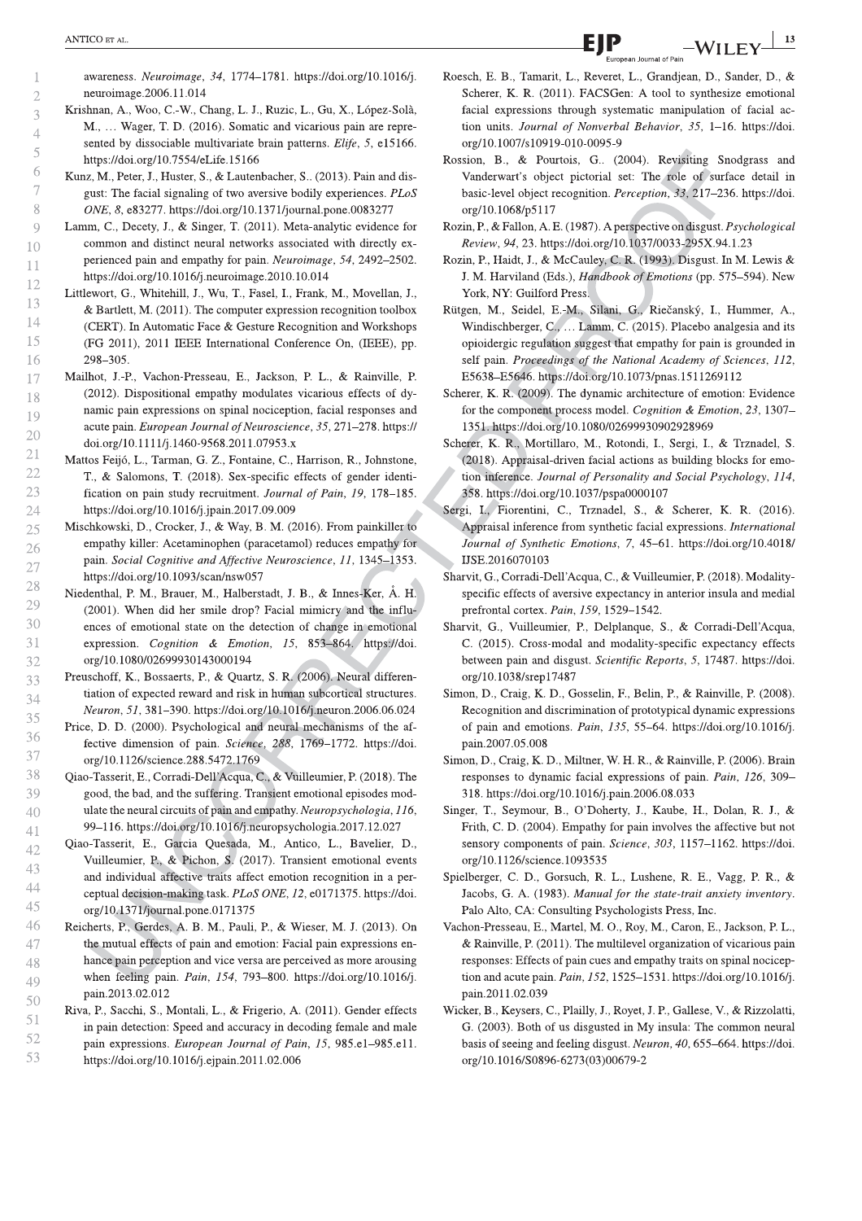awareness. *Neuroimage*, *34*, 1774–1781. https://doi.org/10.1016/j.neuroimage.2006.11.014

Krishnan, A., Woo, C.-W., Chang, L. J., Ruzic, L., Gu, X., López-Solà, M., … Wager, T. D. (2016). Somatic and vicarious pain are represented by dissociable multivariate brain patterns. *Elife*, *5*, e15166. https://doi.org/10.7554/eLife.15166

Kunz, M., Peter, J., Huster, S., & Lautenbacher, S.. (2013). Pain and disgust: The facial signaling of two aversive bodily experiences. *PLoS ONE*, *8*, e83277. https://doi.org/10.1371/journal.pone.0083277

Lamm, C., Decety, J., & Singer, T. (2011). Meta-analytic evidence for common and distinct neural networks associated with directly experienced pain and empathy for pain. *Neuroimage*, *54*, 2492–2502. https://doi.org/10.1016/j.neuroimage.2010.10.014

Littlewort, G., Whitehill, J., Wu, T., Fasel, I., Frank, M., Movellan, J., & Bartlett, M. (2011). The computer expression recognition toolbox (CERT). In Automatic Face & Gesture Recognition and Workshops (FG 2011), 2011 IEEE International Conference On, (IEEE), pp. 298–305.

Mailhot, J.-P., Vachon-Presseau, E., Jackson, P. L., & Rainville, P. (2012). Dispositional empathy modulates vicarious effects of dynamic pain expressions on spinal nociception, facial responses and acute pain. *European Journal of Neuroscience*, *35*, 271–278. https://doi.org/10.1111/j.1460-9568.2011.07953.x

Mattos Feijó, L., Tarman, G. Z., Fontaine, C., Harrison, R., Johnstone, T., & Salomons, T. (2018). Sex-specific effects of gender identification on pain study recruitment. *Journal of Pain*, *19*, 178–185. https://doi.org/10.1016/j.jpain.2017.09.009

Mischkowski, D., Crocker, J., & Way, B. M. (2016). From painkiller to empathy killer: Acetaminophen (paracetamol) reduces empathy for pain. *Social Cognitive and Affective Neuroscience*, *11*, 1345–1353. https://doi.org/10.1093/scan/nsw057

Niedenthal, P. M., Brauer, M., Halberstadt, J. B., & Innes-Ker, Å. H. (2001). When did her smile drop? Facial mimicry and the influences of emotional state on the detection of change in emotional expression. *Cognition & Emotion*, *15*, 853–864. https://doi.org/10.1080/02699930143000194

Preuschoff, K., Bossaerts, P., & Quartz, S. R. (2006). Neural differentiation of expected reward and risk in human subcortical structures. *Neuron*, *51*, 381–390. https://doi.org/10.1016/j.neuron.2006.06.024

Price, D. D. (2000). Psychological and neural mechanisms of the affective dimension of pain. *Science*, *288*, 1769–1772. https://doi.org/10.1126/science.288.5472.1769

Qiao-Tasserit, E., Corradi-Dell'Acqua, C., & Vuilleumier, P. (2018). The good, the bad, and the suffering. Transient emotional episodes modulate the neural circuits of pain and empathy. *Neuropsychologia*, *116*, 99–116. https://doi.org/10.1016/j.neuropsychologia.2017.12.027

Qiao-Tasserit, E., Garcia Quesada, M., Antico, L., Bavelier, D., Vuilleumier, P., & Pichon, S. (2017). Transient emotional events and individual affective traits affect emotion recognition in a perceptual decision-making task. *PLoS ONE*, *12*, e0171375. https://doi.org/10.1371/journal.pone.0171375

Reicherts, P., Gerdes, A. B. M., Pauli, P., & Wieser, M. J. (2013). On the mutual effects of pain and emotion: Facial pain expressions enhance pain perception and vice versa are perceived as more arousing when feeling pain. *Pain*, *154*, 793–800. https://doi.org/10.1016/j.pain.2013.02.012

Riva, P., Sacchi, S., Montali, L., & Frigerio, A. (2011). Gender effects in pain detection: Speed and accuracy in decoding female and male pain expressions. *European Journal of Pain*, *15*, 985.e1–985.e11. https://doi.org/10.1016/j.ejpain.2011.02.006

Roesch, E. B., Tamarit, L., Reveret, L., Grandjean, D., Sander, D., & Scherer, K. R. (2011). FACSGen: A tool to synthesize emotional facial expressions through systematic manipulation of facial action units. *Journal of Nonverbal Behavior*, *35*, 1–16. https://doi.org/10.1007/s10919-010-0095-9

Rossion, B., & Pourtois, G.. (2004). Revisiting Snodgrass and Vanderwart's object pictorial set: The role of surface detail in basic-level object recognition. *Perception*, *33*, 217–236. https://doi.org/10.1068/p5117

Rozin, P., & Fallon, A. E. (1987). A perspective on disgust. *Psychological Review*, *94*, 23. https://doi.org/10.1037/0033-295X.94.1.23

Rozin, P., Haidt, J., & McCauley, C. R. (1993). Disgust. In M. Lewis & J. M. Harviland (Eds.), *Handbook of Emotions* (pp. 575–594). New York, NY: Guilford Press.

Rütgen, M., Seidel, E.-M., Silani, G., Riečanský, I., Hummer, A., Windischberger, C., … Lamm, C. (2015). Placebo analgesia and its opioidergic regulation suggest that empathy for pain is grounded in self pain. *Proceedings of the National Academy of Sciences*, *112*, E5638–E5646. https://doi.org/10.1073/pnas.1511269112

Scherer, K. R. (2009). The dynamic architecture of emotion: Evidence for the component process model. *Cognition & Emotion*, *23*, 1307–1351. https://doi.org/10.1080/02699930902928969

Scherer, K. R., Mortillaro, M., Rotondi, I., Sergi, I., & Trznadel, S. (2018). Appraisal-driven facial actions as building blocks for emotion inference. *Journal of Personality and Social Psychology*, *114*, 358. https://doi.org/10.1037/pspa0000107

Sergi, I., Fiorentini, C., Trznadel, S., & Scherer, K. R. (2016). Appraisal inference from synthetic facial expressions. *International Journal of Synthetic Emotions*, *7*, 45–61. https://doi.org/10.4018/IJSE.2016070103

Sharvit, G., Corradi-Dell'Acqua, C., & Vuilleumier, P. (2018). Modality-specific effects of aversive expectancy in anterior insula and medial prefrontal cortex. *Pain*, *159*, 1529–1542.

Sharvit, G., Vuilleumier, P., Delplanque, S., & Corradi-Dell'Acqua, C. (2015). Cross-modal and modality-specific expectancy effects between pain and disgust. *Scientific Reports*, *5*, 17487. https://doi.org/10.1038/srep17487

Simon, D., Craig, K. D., Gosselin, F., Belin, P., & Rainville, P. (2008). Recognition and discrimination of prototypical dynamic expressions of pain and emotions. *Pain*, *135*, 55–64. https://doi.org/10.1016/j.pain.2007.05.008

Simon, D., Craig, K. D., Miltner, W. H. R., & Rainville, P. (2006). Brain responses to dynamic facial expressions of pain. *Pain*, *126*, 309–318. https://doi.org/10.1016/j.pain.2006.08.033

Singer, T., Seymour, B., O'Doherty, J., Kaube, H., Dolan, R. J., & Frith, C. D. (2004). Empathy for pain involves the affective but not sensory components of pain. *Science*, *303*, 1157–1162. https://doi.org/10.1126/science.1093535

Spielberger, C. D., Gorsuch, R. L., Lushene, R. E., Vagg, P. R., & Jacobs, G. A. (1983). *Manual for the state-trait anxiety inventory*. Palo Alto, CA: Consulting Psychologists Press, Inc.

Vachon-Presseau, E., Martel, M. O., Roy, M., Caron, E., Jackson, P. L., & Rainville, P. (2011). The multilevel organization of vicarious pain responses: Effects of pain cues and empathy traits on spinal nociception and acute pain. *Pain*, *152*, 1525–1531. https://doi.org/10.1016/j.pain.2011.02.039

Wicker, B., Keysers, C., Plailly, J., Royet, J. P., Gallese, V., & Rizzolatti, G. (2003). Both of us disgusted in My insula: The common neural basis of seeing and feeling disgust. *Neuron*, *40*, 655–664. https://doi.org/10.1016/S0896-6273(03)00679-2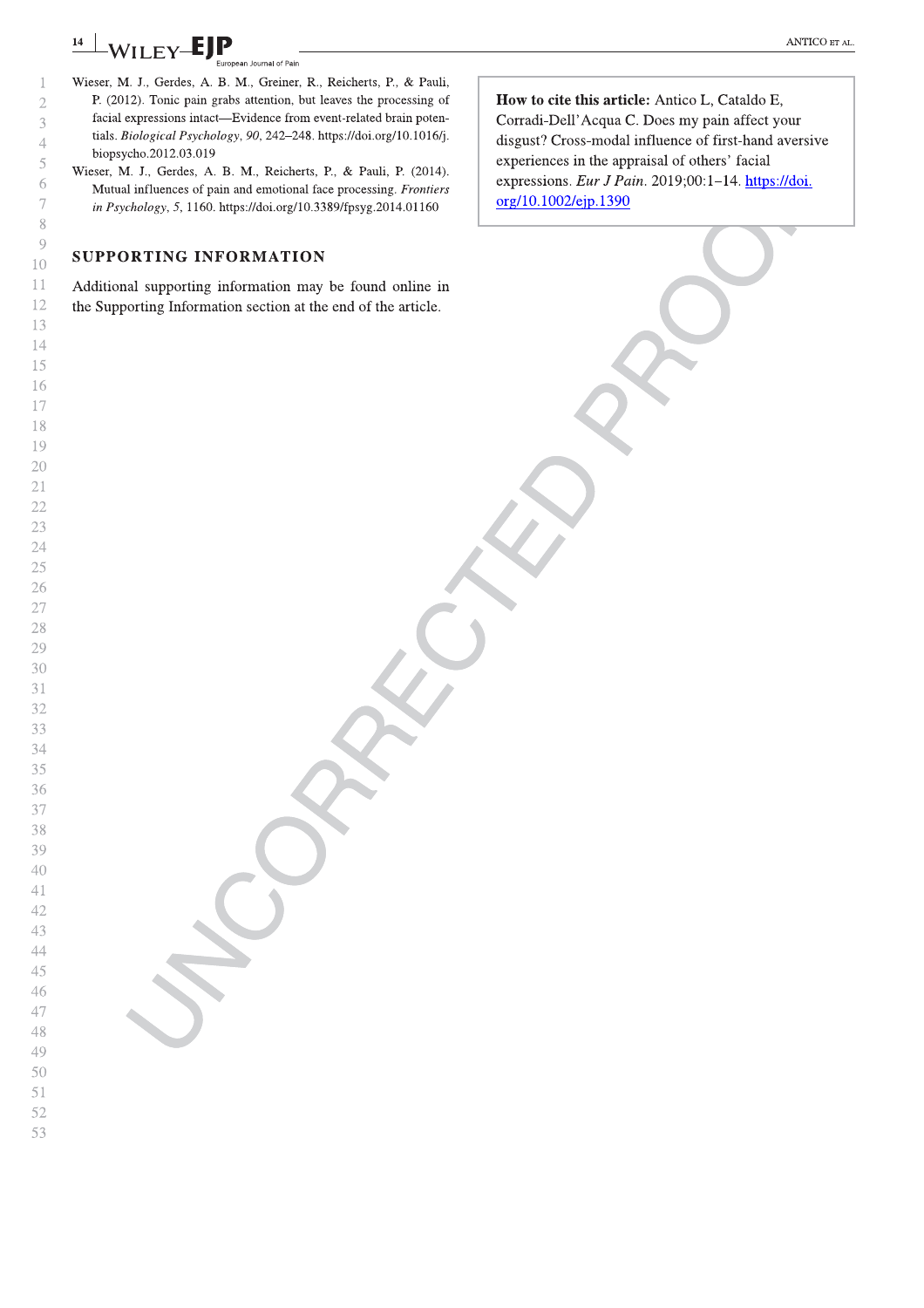Wieser, M. J., Gerdes, A. B. M., Greiner, R., Reicherts, P., & Pauli, P. (2012). Tonic pain grabs attention, but leaves the processing of facial expressions intact—Evidence from event-related brain potentials. *Biological Psychology*, *90*, 242–248. https://doi.org/10.1016/j.biopsycho.2012.03.019

Wieser, M. J., Gerdes, A. B. M., Reicherts, P., & Pauli, P. (2014). Mutual influences of pain and emotional face processing. *Frontiers in Psychology*, *5*, 1160. https://doi.org/10.3389/fpsyg.2014.01160

## SUPPORTING INFORMATION

Additional supporting information may be found online in the Supporting Information section at the end of the article.

**How to cite this article:** Antico L, Cataldo E, Corradi-Dell'Acqua C. Does my pain affect your disgust? Cross-modal influence of first-hand aversive experiences in the appraisal of others' facial expressions. *Eur J Pain*. 2019;00:1–14. https://doi.org/10.1002/ejp.1390